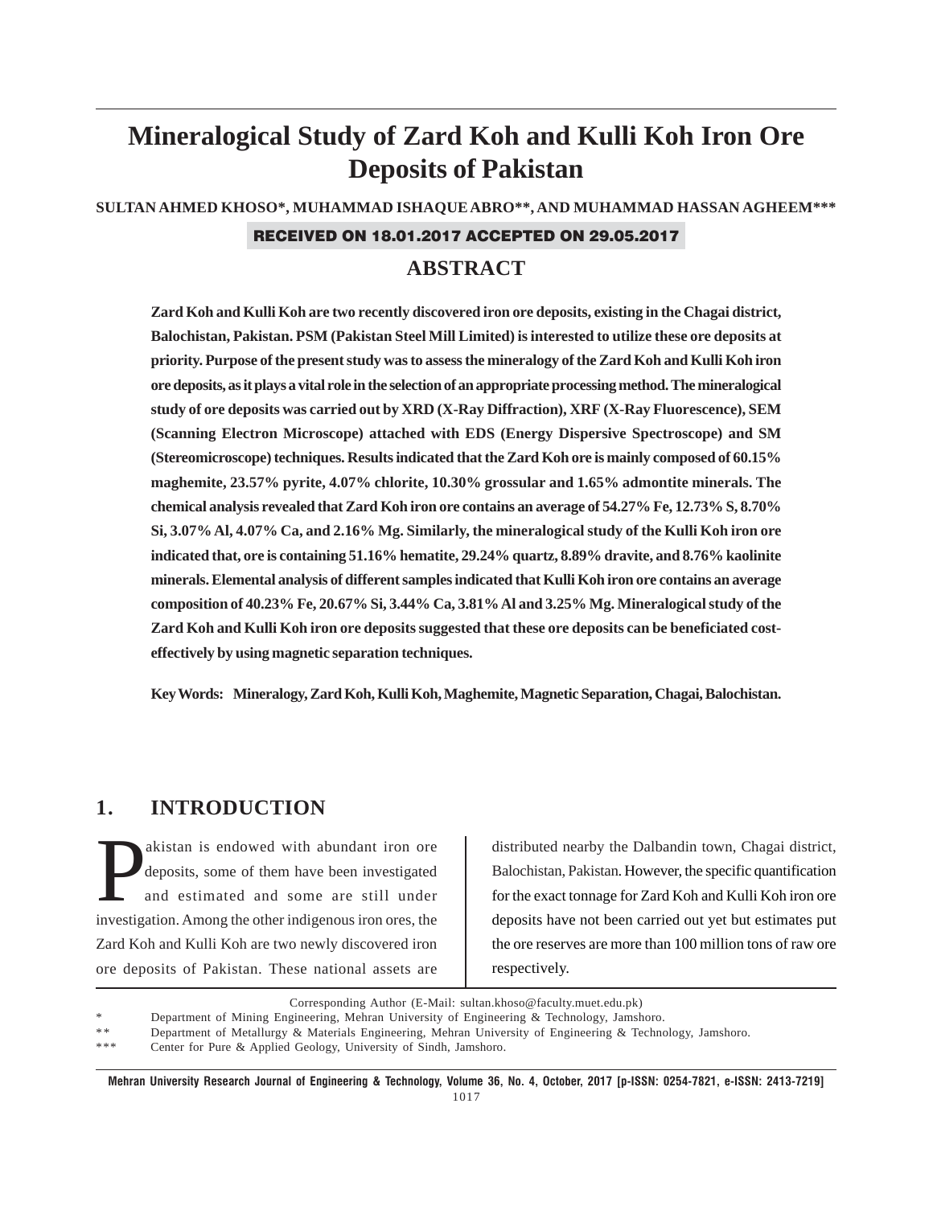# Mineralogical Study of Zard Koh and Kulli Koh Iron Ore Deposits of Pakistan

**SULTAN AHMED KHOSO*, MUHAMMAD ISHAQUE ABRO**, AND MUHAMMAD HASSAN AGHEEM*****

**RECEIVED ON 18.01.2017 ACCEPTED ON 29.05.2017**

## ABSTRACT

**Zard Koh and Kulli Koh are two recently discovered iron ore deposits, existing in the Chagai district, Balochistan, Pakistan. PSM (Pakistan Steel Mill Limited) is interested to utilize these ore deposits at priority. Purpose of the present study was to assess the mineralogy of the Zard Koh and Kulli Koh iron ore deposits, as it plays a vital role in the selection of an appropriate processing method. The mineralogical study of ore deposits was carried out by XRD (X-Ray Diffraction), XRF (X-Ray Fluorescence), SEM (Scanning Electron Microscope) attached with EDS (Energy Dispersive Spectroscope) and SM (Stereomicroscope) techniques. Results indicated that the Zard Koh ore is mainly composed of 60.15% maghemite, 23.57% pyrite, 4.07% chlorite, 10.30% grossular and 1.65% admontite minerals. The chemical analysis revealed that Zard Koh iron ore contains an average of 54.27% Fe, 12.73% S, 8.70% Si, 3.07% Al, 4.07% Ca, and 2.16% Mg. Similarly, the mineralogical study of the Kulli Koh iron ore indicated that, ore is containing 51.16% hematite, 29.24% quartz, 8.89% dravite, and 8.76% kaolinite minerals. Elemental analysis of different samples indicated that Kulli Koh iron ore contains an average composition of 40.23% Fe, 20.67% Si, 3.44% Ca, 3.81% Al and 3.25% Mg. Mineralogical study of the Zard Koh and Kulli Koh iron ore deposits suggested that these ore deposits can be beneficiated cost-effectively by using magnetic separation techniques.**

**Key Words: Mineralogy, Zard Koh, Kulli Koh, Maghemite, Magnetic Separation, Chagai, Balochistan.**

## 1. INTRODUCTION

Pakistan is endowed with abundant iron ore deposits, some of them have been investigated and estimated and some are still under investigation. Among the other indigenous iron ores, the Zard Koh and Kulli Koh are two newly discovered iron ore deposits of Pakistan. These national assets are distributed nearby the Dalbandin town, Chagai district, Balochistan, Pakistan. However, the specific quantification for the exact tonnage for Zard Koh and Kulli Koh iron ore deposits have not been carried out yet but estimates put the ore reserves are more than 100 million tons of raw ore respectively.

Corresponding Author (E-Mail: sultan.khoso@faculty.muet.edu.pk)

\* Department of Mining Engineering, Mehran University of Engineering & Technology, Jamshoro.

\** Department of Metallurgy & Materials Engineering, Mehran University of Engineering & Technology, Jamshoro.

\*** Center for Pure & Applied Geology, University of Sindh, Jamshoro.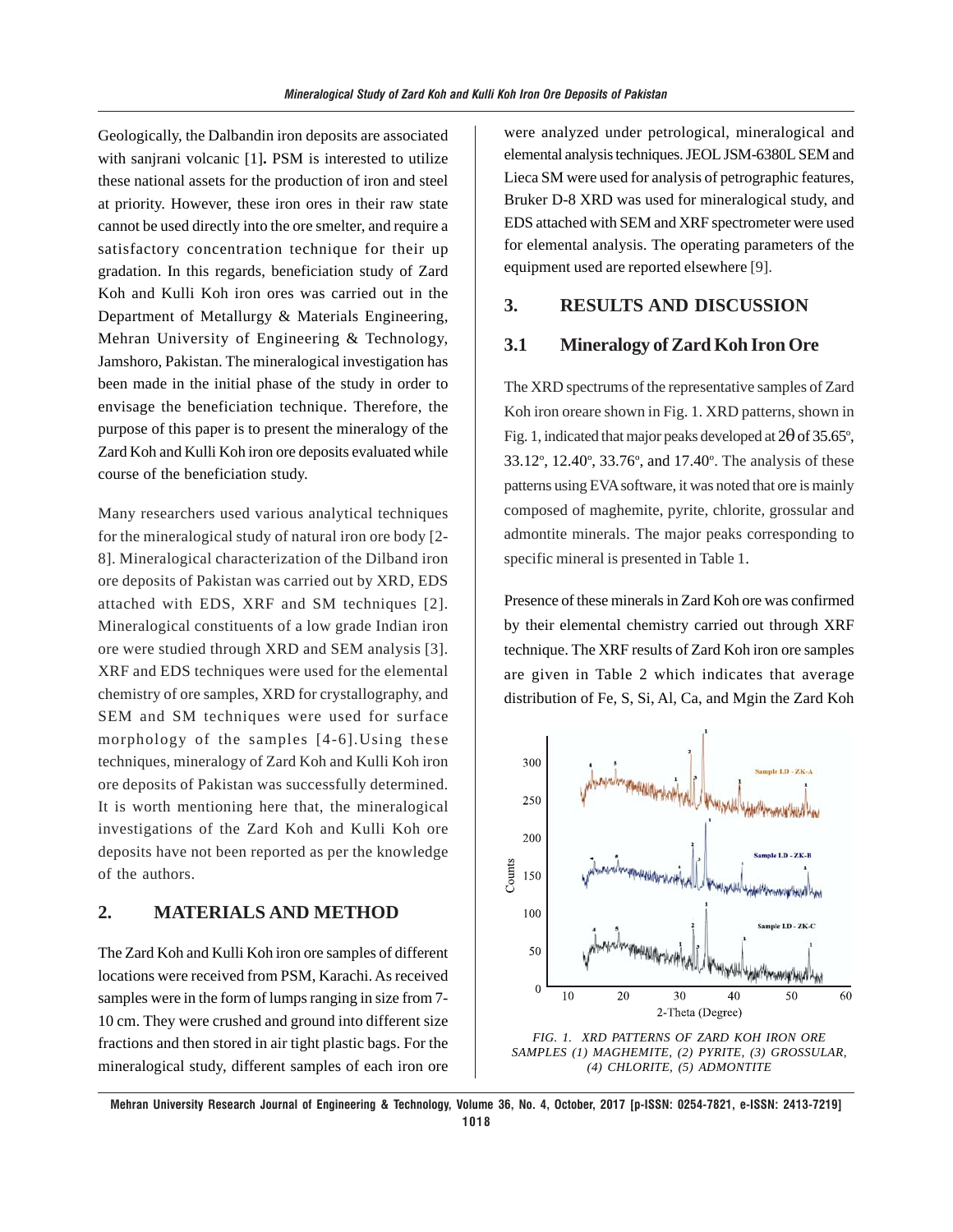Geologically, the Dalbandin iron deposits are associated with sanjrani volcanic [1]**.** PSM is interested to utilize these national assets for the production of iron and steel at priority. However, these iron ores in their raw state cannot be used directly into the ore smelter, and require a satisfactory concentration technique for their up gradation. In this regards, beneficiation study of Zard Koh and Kulli Koh iron ores was carried out in the Department of Metallurgy & Materials Engineering, Mehran University of Engineering & Technology, Jamshoro, Pakistan. The mineralogical investigation has been made in the initial phase of the study in order to envisage the beneficiation technique. Therefore, the purpose of this paper is to present the mineralogy of the Zard Koh and Kulli Koh iron ore deposits evaluated while course of the beneficiation study.

Many researchers used various analytical techniques for the mineralogical study of natural iron ore body [2-8]. Mineralogical characterization of the Dilband iron ore deposits of Pakistan was carried out by XRD, EDS attached with EDS, XRF and SM techniques [2]. Mineralogical constituents of a low grade Indian iron ore were studied through XRD and SEM analysis [3]. XRF and EDS techniques were used for the elemental chemistry of ore samples, XRD for crystallography, and SEM and SM techniques were used for surface morphology of the samples [4-6].Using these techniques, mineralogy of Zard Koh and Kulli Koh iron ore deposits of Pakistan was successfully determined. It is worth mentioning here that, the mineralogical investigations of the Zard Koh and Kulli Koh ore deposits have not been reported as per the knowledge of the authors.

## 2. MATERIALS AND METHOD

The Zard Koh and Kulli Koh iron ore samples of different locations were received from PSM, Karachi. As received samples were in the form of lumps ranging in size from 7-10 cm. They were crushed and ground into different size fractions and then stored in air tight plastic bags. For the mineralogical study, different samples of each iron ore were analyzed under petrological, mineralogical and elemental analysis techniques. JEOL JSM-6380L SEM and Lieca SM were used for analysis of petrographic features, Bruker D-8 XRD was used for mineralogical study, and EDS attached with SEM and XRF spectrometer were used for elemental analysis. The operating parameters of the equipment used are reported elsewhere [9].

## 3. RESULTS AND DISCUSSION

### 3.1 Mineralogy of Zard Koh Iron Ore

The XRD spectrums of the representative samples of Zard Koh iron oreare shown in Fig. 1. XRD patterns, shown in Fig. 1, indicated that major peaks developed at $2\theta$ of 35.65°, 33.12°, 12.40°, 33.76°, and 17.40°. The analysis of these patterns using EVA software, it was noted that ore is mainly composed of maghemite, pyrite, chlorite, grossular and admontite minerals. The major peaks corresponding to specific mineral is presented in Table 1.

Presence of these minerals in Zard Koh ore was confirmed by their elemental chemistry carried out through XRF technique. The XRF results of Zard Koh iron ore samples are given in Table 2 which indicates that average distribution of Fe, S, Si, Al, Ca, and Mgin the Zard Koh

*FIG. 1. XRD PATTERNS OF ZARD KOH IRON ORE SAMPLES (1) MAGHEMITE, (2) PYRITE, (3) GROSSULAR, (4) CHLORITE, (5) ADMONTITE*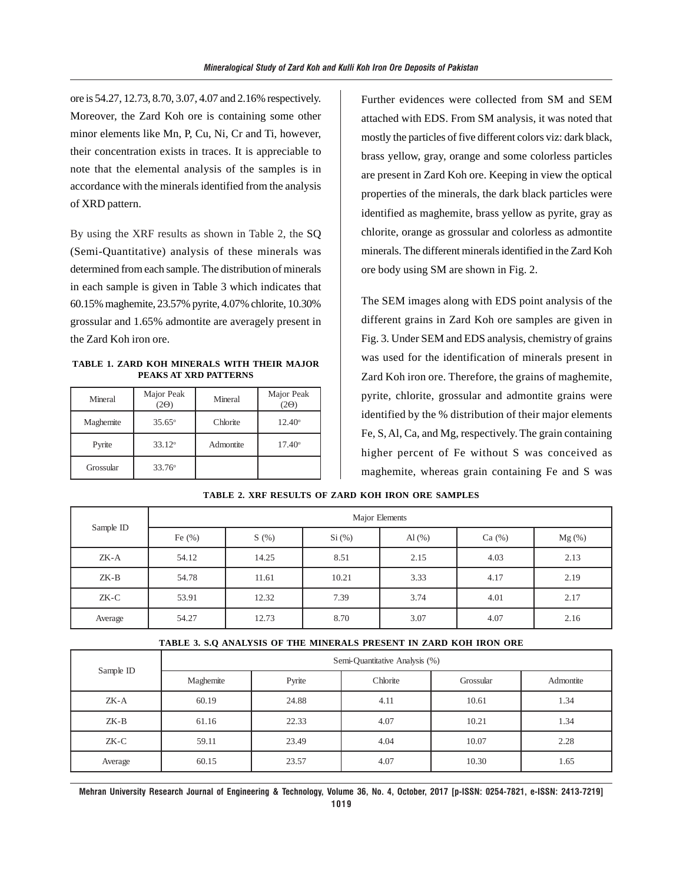ore is 54.27, 12.73, 8.70, 3.07, 4.07 and 2.16% respectively. Moreover, the Zard Koh ore is containing some other minor elements like Mn, P, Cu, Ni, Cr and Ti, however, their concentration exists in traces. It is appreciable to note that the elemental analysis of the samples is in accordance with the minerals identified from the analysis of XRD pattern.

By using the XRF results as shown in Table 2, the SQ (Semi-Quantitative) analysis of these minerals was determined from each sample. The distribution of minerals in each sample is given in Table 3 which indicates that 60.15% maghemite, 23.57% pyrite, 4.07% chlorite, 10.30% grossular and 1.65% admontite are averagely present in the Zard Koh iron ore.

**TABLE 1. ZARD KOH MINERALS WITH THEIR MAJOR PEAKS AT XRD PATTERNS**

| Mineral | Major Peak (2Θ) | Mineral | Major Peak (2Θ) |
|---|---|---|---|
| Maghemite | 35.65° | Chlorite | 12.40° |
| Pyrite | 33.12° | Admontite | 17.40° |
| Grossular | 33.76° | | |

Further evidences were collected from SM and SEM attached with EDS. From SM analysis, it was noted that mostly the particles of five different colors viz: dark black, brass yellow, gray, orange and some colorless particles are present in Zard Koh ore. Keeping in view the optical properties of the minerals, the dark black particles were identified as maghemite, brass yellow as pyrite, gray as chlorite, orange as grossular and colorless as admontite minerals. The different minerals identified in the Zard Koh ore body using SM are shown in Fig. 2.

The SEM images along with EDS point analysis of the different grains in Zard Koh ore samples are given in Fig. 3. Under SEM and EDS analysis, chemistry of grains was used for the identification of minerals present in Zard Koh iron ore. Therefore, the grains of maghemite, pyrite, chlorite, grossular and admontite grains were identified by the % distribution of their major elements Fe, S, Al, Ca, and Mg, respectively. The grain containing higher percent of Fe without S was conceived as maghemite, whereas grain containing Fe and S was

**TABLE 2. XRF RESULTS OF ZARD KOH IRON ORE SAMPLES**

| Sample ID | Major Elements | | | | | |
|---|---|---|---|---|---|---|
| | Fe (%) | S (%) | Si (%) | Al (%) | Ca (%) | Mg (%) |
| ZK-A | 54.12 | 14.25 | 8.51 | 2.15 | 4.03 | 2.13 |
| ZK-B | 54.78 | 11.61 | 10.21 | 3.33 | 4.17 | 2.19 |
| ZK-C | 53.91 | 12.32 | 7.39 | 3.74 | 4.01 | 2.17 |
| Average | 54.27 | 12.73 | 8.70 | 3.07 | 4.07 | 2.16 |

**TABLE 3. S.Q ANALYSIS OF THE MINERALS PRESENT IN ZARD KOH IRON ORE**

| Sample ID | Semi-Quantitative Analysis (%) | | | | |
|---|---|---|---|---|---|
| | Maghemite | Pyrite | Chlorite | Grossular | Admontite |
| ZK-A | 60.19 | 24.88 | 4.11 | 10.61 | 1.34 |
| ZK-B | 61.16 | 22.33 | 4.07 | 10.21 | 1.34 |
| ZK-C | 59.11 | 23.49 | 4.04 | 10.07 | 2.28 |
| Average | 60.15 | 23.57 | 4.07 | 10.30 | 1.65 |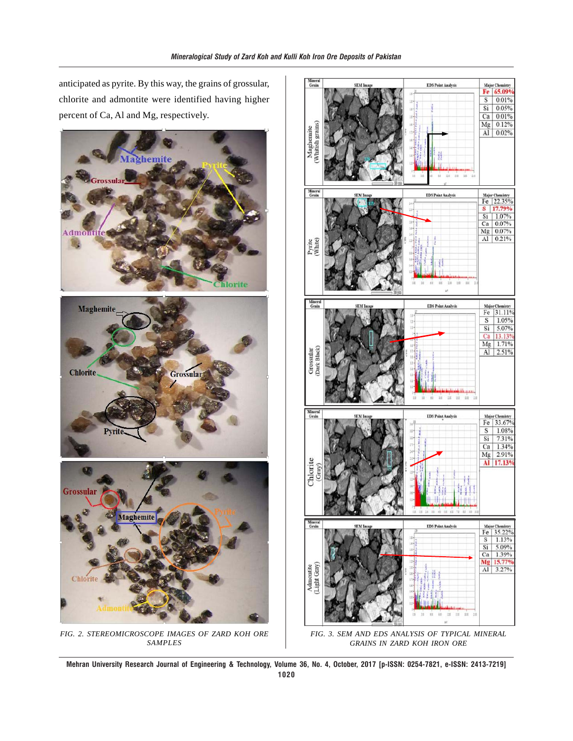anticipated as pyrite. By this way, the grains of grossular, chlorite and admontite were identified having higher percent of Ca, Al and Mg, respectively.

FIG. 2. STEREOMICROSCOPE IMAGES OF ZARD KOH ORE SAMPLES

FIG. 3. SEM AND EDS ANALYSIS OF TYPICAL MINERAL GRAINS IN ZARD KOH IRON ORE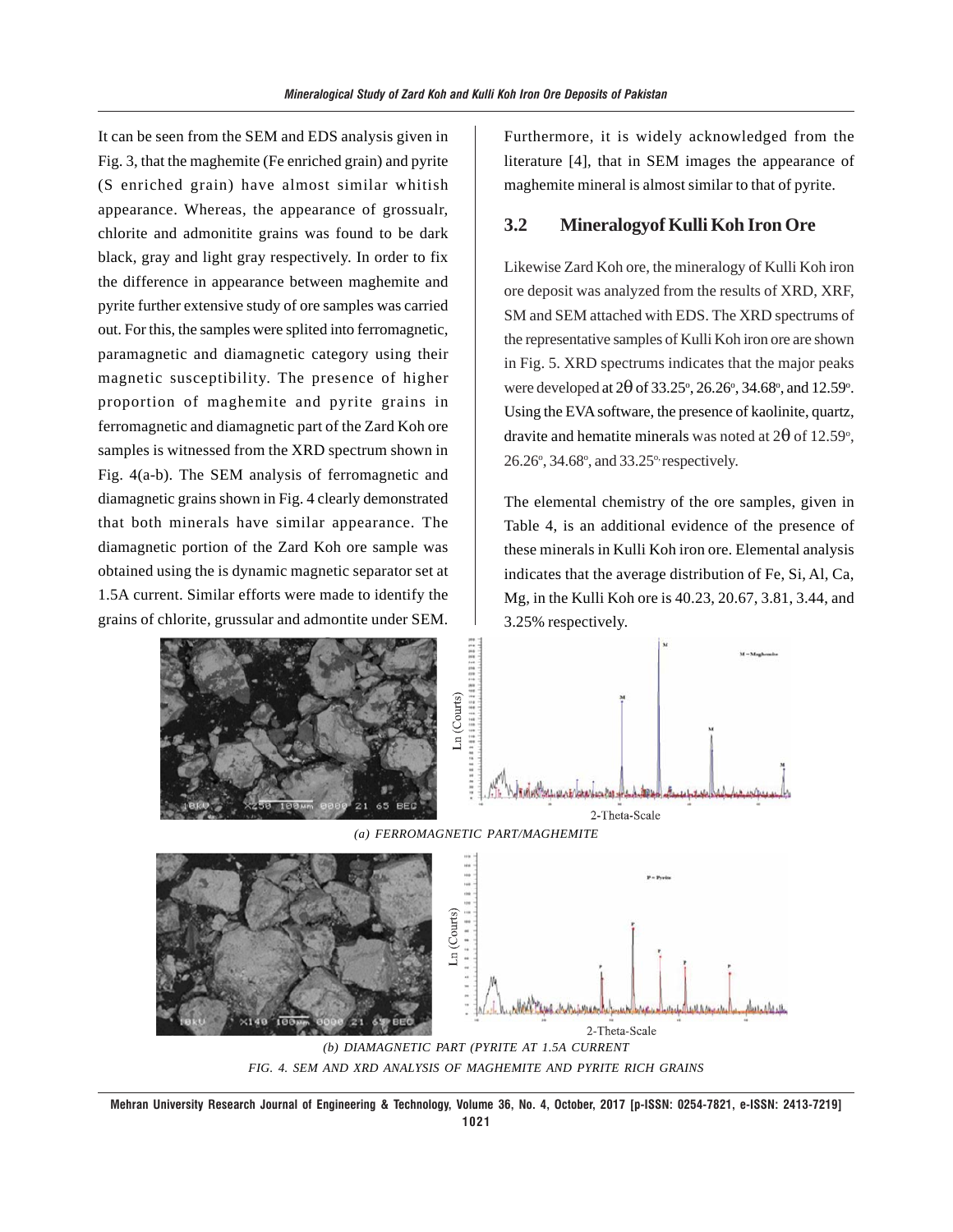It can be seen from the SEM and EDS analysis given in Fig. 3, that the maghemite (Fe enriched grain) and pyrite (S enriched grain) have almost similar whitish appearance. Whereas, the appearance of grossualr, chlorite and admonitite grains was found to be dark black, gray and light gray respectively. In order to fix the difference in appearance between maghemite and pyrite further extensive study of ore samples was carried out. For this, the samples were splited into ferromagnetic, paramagnetic and diamagnetic category using their magnetic susceptibility. The presence of higher proportion of maghemite and pyrite grains in ferromagnetic and diamagnetic part of the Zard Koh ore samples is witnessed from the XRD spectrum shown in Fig. 4(a-b). The SEM analysis of ferromagnetic and diamagnetic grains shown in Fig. 4 clearly demonstrated that both minerals have similar appearance. The diamagnetic portion of the Zard Koh ore sample was obtained using the is dynamic magnetic separator set at 1.5A current. Similar efforts were made to identify the grains of chlorite, grussular and admontite under SEM. Furthermore, it is widely acknowledged from the literature [4], that in SEM images the appearance of maghemite mineral is almost similar to that of pyrite.

## 3.2 Mineralogyof Kulli Koh Iron Ore

Likewise Zard Koh ore, the mineralogy of Kulli Koh iron ore deposit was analyzed from the results of XRD, XRF, SM and SEM attached with EDS. The XRD spectrums of the representative samples of Kulli Koh iron ore are shown in Fig. 5. XRD spectrums indicates that the major peaks were developed at $2\theta$ of 33.25°, 26.26°, 34.68°, and 12.59°. Using the EVA software, the presence of kaolinite, quartz, dravite and hematite minerals was noted at $2\theta$ of 12.59°, 26.26°, 34.68°, and 33.25° respectively.

The elemental chemistry of the ore samples, given in Table 4, is an additional evidence of the presence of these minerals in Kulli Koh iron ore. Elemental analysis indicates that the average distribution of Fe, Si, Al, Ca, Mg, in the Kulli Koh ore is 40.23, 20.67, 3.81, 3.44, and 3.25% respectively.

*(a) FERROMAGNETIC PART/MAGHEMITE*

*(b) DIAMAGNETIC PART (PYRITE AT 1.5A CURRENT*

*FIG. 4. SEM AND XRD ANALYSIS OF MAGHEMITE AND PYRITE RICH GRAINS*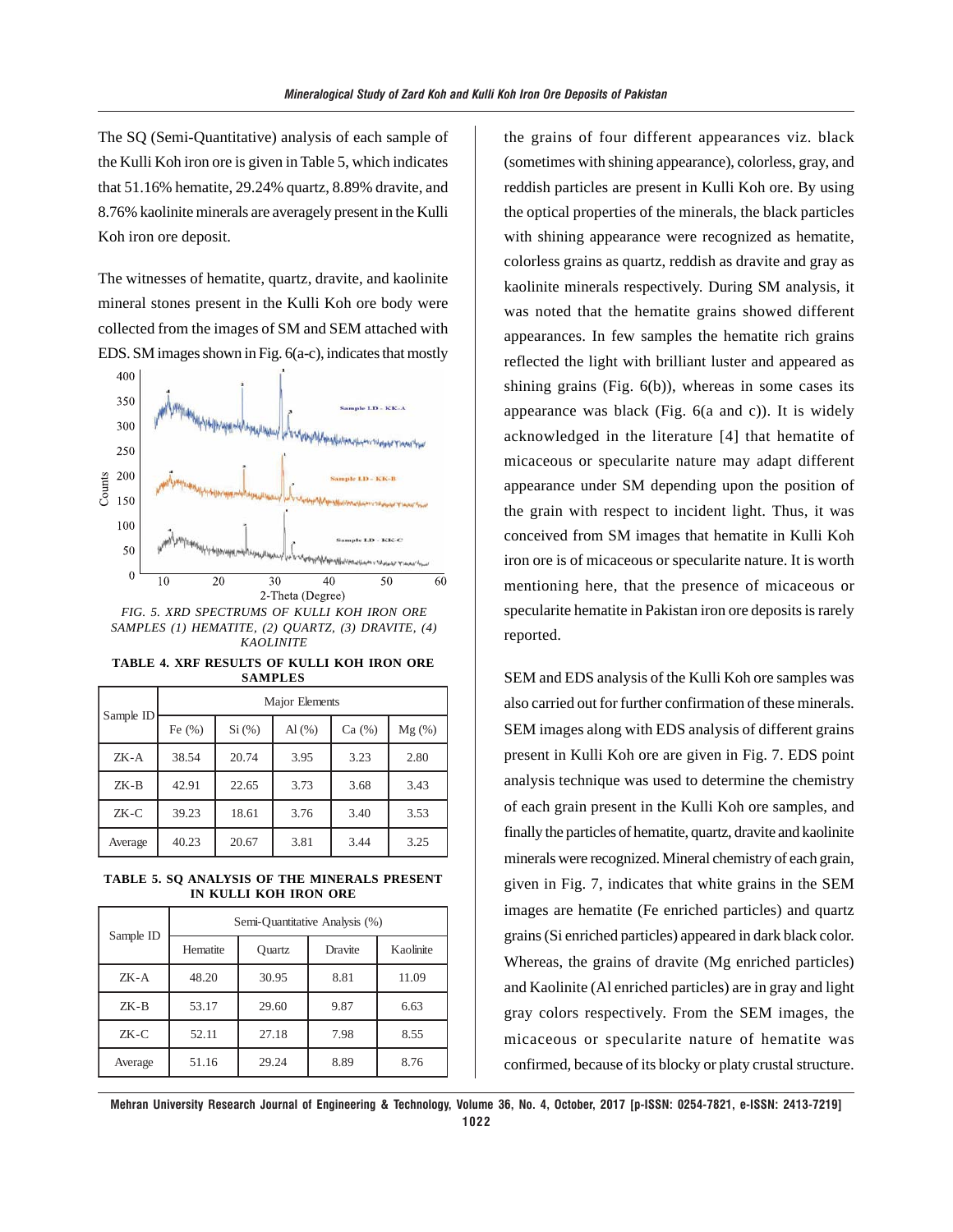The SQ (Semi-Quantitative) analysis of each sample of the Kulli Koh iron ore is given in Table 5, which indicates that 51.16% hematite, 29.24% quartz, 8.89% dravite, and 8.76% kaolinite minerals are averagely present in the Kulli Koh iron ore deposit.

The witnesses of hematite, quartz, dravite, and kaolinite mineral stones present in the Kulli Koh ore body were collected from the images of SM and SEM attached with EDS. SM images shown in Fig. 6(a-c), indicates that mostly the grains of four different appearances viz. black (sometimes with shining appearance), colorless, gray, and reddish particles are present in Kulli Koh ore. By using the optical properties of the minerals, the black particles with shining appearance were recognized as hematite, colorless grains as quartz, reddish as dravite and gray as kaolinite minerals respectively. During SM analysis, it was noted that the hematite grains showed different appearances. In few samples the hematite rich grains reflected the light with brilliant luster and appeared as shining grains (Fig. 6(b)), whereas in some cases its appearance was black (Fig. 6(a and c)). It is widely acknowledged in the literature [4] that hematite of micaceous or specularite nature may adapt different appearance under SM depending upon the position of the grain with respect to incident light. Thus, it was conceived from SM images that hematite in Kulli Koh iron ore is of micaceous or specularite nature. It is worth mentioning here, that the presence of micaceous or specularite hematite in Pakistan iron ore deposits is rarely reported.

*FIG. 5. XRD SPECTRUMS OF KULLI KOH IRON ORE SAMPLES (1) HEMATITE, (2) QUARTZ, (3) DRAVITE, (4) KAOLINITE*

**TABLE 4. XRF RESULTS OF KULLI KOH IRON ORE SAMPLES**

| Sample ID | Major Elements | | | | |
|---|---|---|---|---|---|
| | Fe (%) | Si (%) | Al (%) | Ca (%) | Mg (%) |
| ZK-A | 38.54 | 20.74 | 3.95 | 3.23 | 2.80 |
| ZK-B | 42.91 | 22.65 | 3.73 | 3.68 | 3.43 |
| ZK-C | 39.23 | 18.61 | 3.76 | 3.40 | 3.53 |
| Average | 40.23 | 20.67 | 3.81 | 3.44 | 3.25 |

**TABLE 5. SQ ANALYSIS OF THE MINERALS PRESENT IN KULLI KOH IRON ORE**

| Sample ID | Semi-Quantitative Analysis (%) | | | |
|---|---|---|---|---|
| | Hematite | Quartz | Dravite | Kaolinite |
| ZK-A | 48.20 | 30.95 | 8.81 | 11.09 |
| ZK-B | 53.17 | 29.60 | 9.87 | 6.63 |
| ZK-C | 52.11 | 27.18 | 7.98 | 8.55 |
| Average | 51.16 | 29.24 | 8.89 | 8.76 |

SEM and EDS analysis of the Kulli Koh ore samples was also carried out for further confirmation of these minerals. SEM images along with EDS analysis of different grains present in Kulli Koh ore are given in Fig. 7. EDS point analysis technique was used to determine the chemistry of each grain present in the Kulli Koh ore samples, and finally the particles of hematite, quartz, dravite and kaolinite minerals were recognized. Mineral chemistry of each grain, given in Fig. 7, indicates that white grains in the SEM images are hematite (Fe enriched particles) and quartz grains (Si enriched particles) appeared in dark black color. Whereas, the grains of dravite (Mg enriched particles) and Kaolinite (Al enriched particles) are in gray and light gray colors respectively. From the SEM images, the micaceous or specularite nature of hematite was confirmed, because of its blocky or platy crustal structure.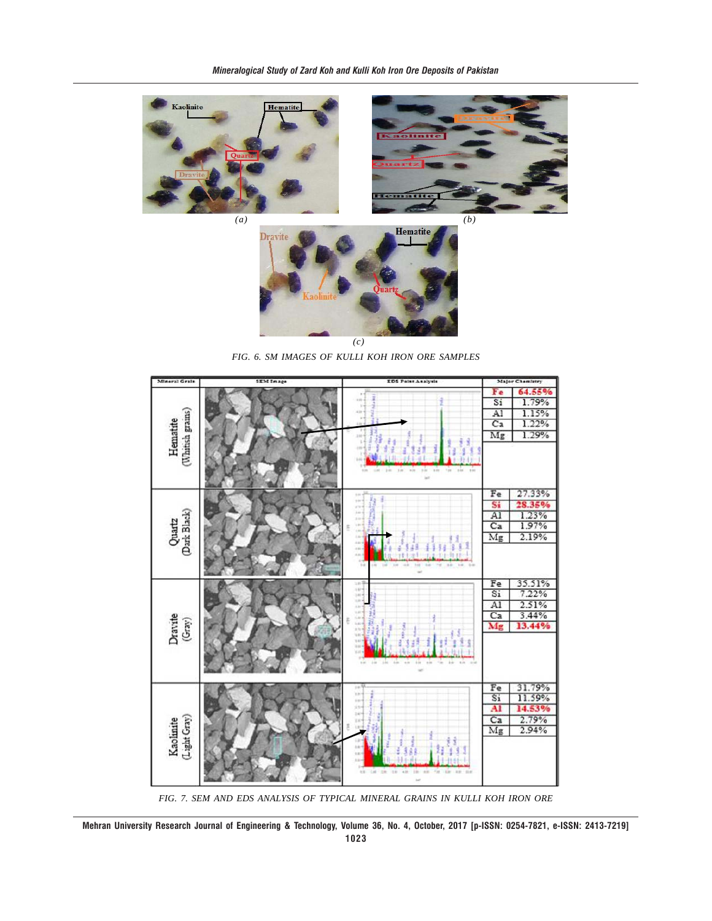FIG. 6. SM IMAGES OF KULLI KOH IRON ORE SAMPLES

| Mineral Grain | SEM Image | EDS Point Analysis | Major Chemistry | |
|---|---|---|---|---|
| Hematite (Whitish grains) | | | Fe | 64.55% |
| | | | Si | 1.79% |
| | | | Al | 1.15% |
| | | | Ca | 1.22% |
| | | | Mg | 1.29% |
| Quartz (Dark Black) | | | Fe | 27.33% |
| | | | Si | 28.35% |
| | | | Al | 1.23% |
| | | | Ca | 1.97% |
| | | | Mg | 2.19% |
| Dravite (Gray) | | | Fe | 35.51% |
| | | | Si | 7.22% |
| | | | Al | 2.51% |
| | | | Ca | 3.44% |
| | | | Mg | 13.44% |
| Kaolinite (Light Gray) | | | Fe | 31.79% |
| | | | Si | 11.59% |
| | | | Al | 14.53% |
| | | | Ca | 2.79% |
| | | | Mg | 2.94% |

FIG. 7. SEM AND EDS ANALYSIS OF TYPICAL MINERAL GRAINS IN KULLI KOH IRON ORE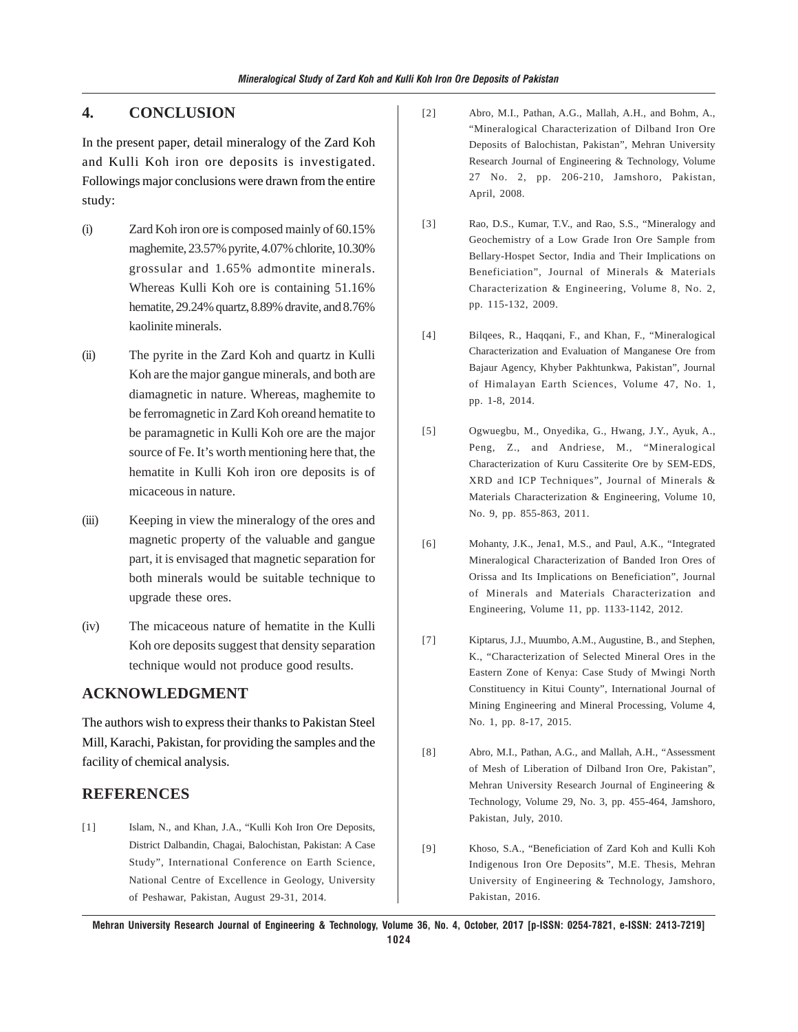## 4. CONCLUSION

In the present paper, detail mineralogy of the Zard Koh and Kulli Koh iron ore deposits is investigated. Followings major conclusions were drawn from the entire study:

(i) Zard Koh iron ore is composed mainly of 60.15% maghemite, 23.57% pyrite, 4.07% chlorite, 10.30% grossular and 1.65% admontite minerals. Whereas Kulli Koh ore is containing 51.16% hematite, 29.24% quartz, 8.89% dravite, and 8.76% kaolinite minerals.

(ii) The pyrite in the Zard Koh and quartz in Kulli Koh are the major gangue minerals, and both are diamagnetic in nature. Whereas, maghemite to be ferromagnetic in Zard Koh oreand hematite to be paramagnetic in Kulli Koh ore are the major source of Fe. It's worth mentioning here that, the hematite in Kulli Koh iron ore deposits is of micaceous in nature.

(iii) Keeping in view the mineralogy of the ores and magnetic property of the valuable and gangue part, it is envisaged that magnetic separation for both minerals would be suitable technique to upgrade these ores.

(iv) The micaceous nature of hematite in the Kulli Koh ore deposits suggest that density separation technique would not produce good results.

## ACKNOWLEDGMENT

The authors wish to express their thanks to Pakistan Steel Mill, Karachi, Pakistan, for providing the samples and the facility of chemical analysis.

## REFERENCES

[1] Islam, N., and Khan, J.A., "Kulli Koh Iron Ore Deposits, District Dalbandin, Chagai, Balochistan, Pakistan: A Case Study", International Conference on Earth Science, National Centre of Excellence in Geology, University of Peshawar, Pakistan, August 29-31, 2014.

[2] Abro, M.I., Pathan, A.G., Mallah, A.H., and Bohm, A., "Mineralogical Characterization of Dilband Iron Ore Deposits of Balochistan, Pakistan", Mehran University Research Journal of Engineering & Technology, Volume 27 No. 2, pp. 206-210, Jamshoro, Pakistan, April, 2008.

[3] Rao, D.S., Kumar, T.V., and Rao, S.S., "Mineralogy and Geochemistry of a Low Grade Iron Ore Sample from Bellary-Hospet Sector, India and Their Implications on Beneficiation", Journal of Minerals & Materials Characterization & Engineering, Volume 8, No. 2, pp. 115-132, 2009.

[4] Bilqees, R., Haqqani, F., and Khan, F., "Mineralogical Characterization and Evaluation of Manganese Ore from Bajaur Agency, Khyber Pakhtunkwa, Pakistan", Journal of Himalayan Earth Sciences, Volume 47, No. 1, pp. 1-8, 2014.

[5] Ogwuegbu, M., Onyedika, G., Hwang, J.Y., Ayuk, A., Peng, Z., and Andriese, M., "Mineralogical Characterization of Kuru Cassiterite Ore by SEM-EDS, XRD and ICP Techniques", Journal of Minerals & Materials Characterization & Engineering, Volume 10, No. 9, pp. 855-863, 2011.

[6] Mohanty, J.K., Jena1, M.S., and Paul, A.K., "Integrated Mineralogical Characterization of Banded Iron Ores of Orissa and Its Implications on Beneficiation", Journal of Minerals and Materials Characterization and Engineering, Volume 11, pp. 1133-1142, 2012.

[7] Kiptarus, J.J., Muumbo, A.M., Augustine, B., and Stephen, K., "Characterization of Selected Mineral Ores in the Eastern Zone of Kenya: Case Study of Mwingi North Constituency in Kitui County", International Journal of Mining Engineering and Mineral Processing, Volume 4, No. 1, pp. 8-17, 2015.

[8] Abro, M.I., Pathan, A.G., and Mallah, A.H., "Assessment of Mesh of Liberation of Dilband Iron Ore, Pakistan", Mehran University Research Journal of Engineering & Technology, Volume 29, No. 3, pp. 455-464, Jamshoro, Pakistan, July, 2010.

[9] Khoso, S.A., "Beneficiation of Zard Koh and Kulli Koh Indigenous Iron Ore Deposits", M.E. Thesis, Mehran University of Engineering & Technology, Jamshoro, Pakistan, 2016.